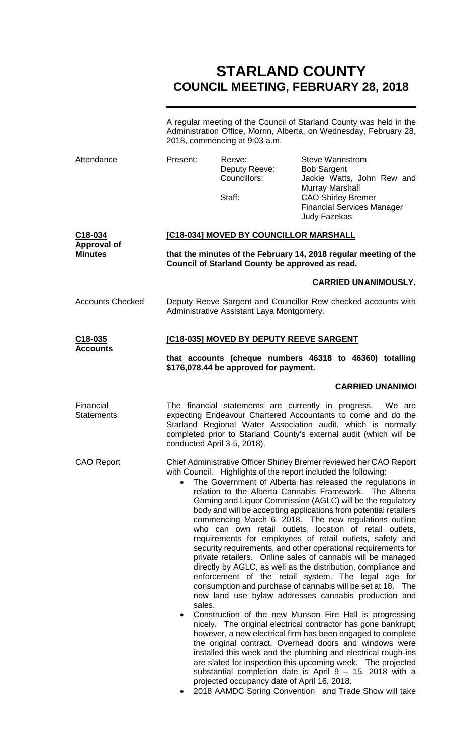# STARLAND COUNTY
## COUNCIL MEETING, FEBRUARY 28, 2018

A regular meeting of the Council of Starland County was held in the Administration Office, Morrin, Alberta, on Wednesday, February 28, 2018, commencing at 9:03 a.m.

**Attendance**

| | | |
|---|---|---|
| Present: | Reeve: | Steve Wannstrom |
| | Deputy Reeve: | Bob Sargent |
| | Councillors: | Jackie Watts, John Rew and Murray Marshall |
| | Staff: | CAO Shirley Bremer<br>Financial Services Manager Judy Fazekas |

**C18-034 Approval of Minutes**

**[C18-034] MOVED BY COUNCILLOR MARSHALL**

**that the minutes of the February 14, 2018 regular meeting of the Council of Starland County be approved as read.**

**CARRIED UNANIMOUSLY.**

**Accounts Checked**

Deputy Reeve Sargent and Councillor Rew checked accounts with Administrative Assistant Laya Montgomery.

**C18-035 Accounts**

**[C18-035] MOVED BY DEPUTY REEVE SARGENT**

**that accounts (cheque numbers 46318 to 46360) totalling $176,078.44 be approved for payment.**

**CARRIED UNANIMOU**

**Financial Statements**

The financial statements are currently in progress. We are expecting Endeavour Chartered Accountants to come and do the Starland Regional Water Association audit, which is normally completed prior to Starland County's external audit (which will be conducted April 3-5, 2018).

**CAO Report**

Chief Administrative Officer Shirley Bremer reviewed her CAO Report with Council. Highlights of the report included the following:

- The Government of Alberta has released the regulations in relation to the Alberta Cannabis Framework. The Alberta Gaming and Liquor Commission (AGLC) will be the regulatory body and will be accepting applications from potential retailers commencing March 6, 2018. The new regulations outline who can own retail outlets, location of retail outlets, requirements for employees of retail outlets, safety and security requirements, and other operational requirements for private retailers. Online sales of cannabis will be managed directly by AGLC, as well as the distribution, compliance and enforcement of the retail system. The legal age for consumption and purchase of cannabis will be set at 18. The new land use bylaw addresses cannabis production and sales.
- Construction of the new Munson Fire Hall is progressing nicely. The original electrical contractor has gone bankrupt; however, a new electrical firm has been engaged to complete the original contract. Overhead doors and windows were installed this week and the plumbing and electrical rough-ins are slated for inspection this upcoming week. The projected substantial completion date is April 9 – 15, 2018 with a projected occupancy date of April 16, 2018.
- 2018 AAMDC Spring Convention and Trade Show will take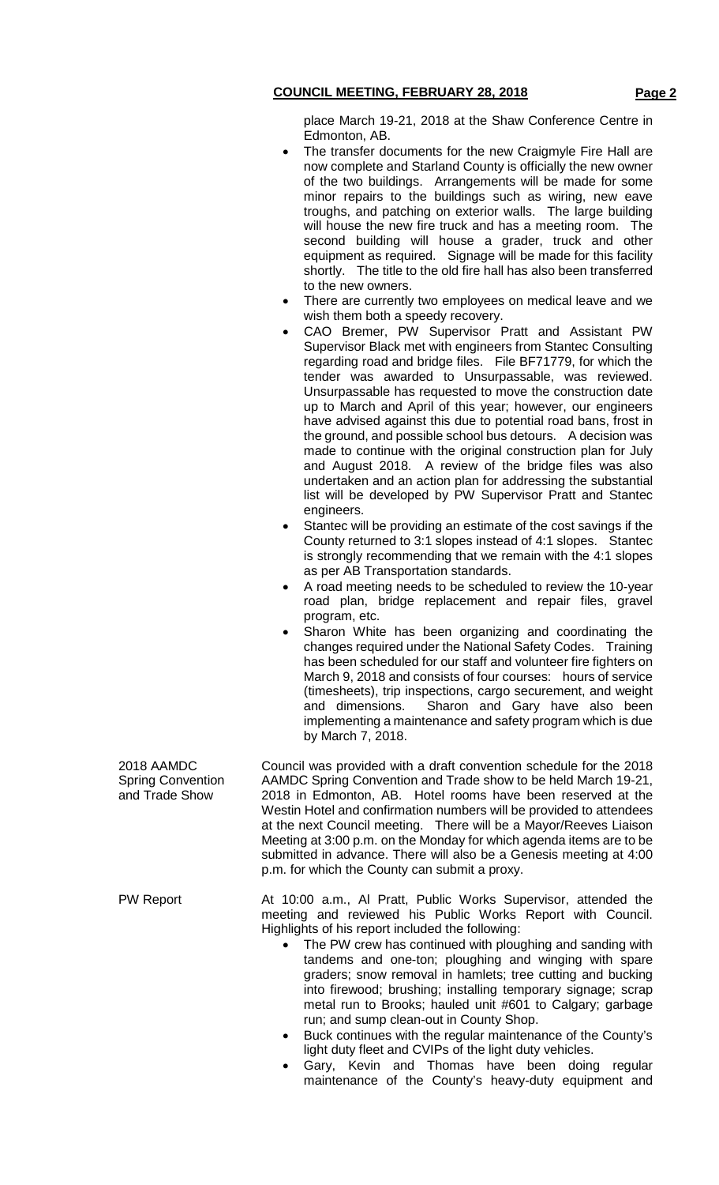place March 19-21, 2018 at the Shaw Conference Centre in Edmonton, AB.

- The transfer documents for the new Craigmyle Fire Hall are now complete and Starland County is officially the new owner of the two buildings. Arrangements will be made for some minor repairs to the buildings such as wiring, new eave troughs, and patching on exterior walls. The large building will house the new fire truck and has a meeting room. The second building will house a grader, truck and other equipment as required. Signage will be made for this facility shortly. The title to the old fire hall has also been transferred to the new owners.
- There are currently two employees on medical leave and we wish them both a speedy recovery.
- CAO Bremer, PW Supervisor Pratt and Assistant PW Supervisor Black met with engineers from Stantec Consulting regarding road and bridge files. File BF71779, for which the tender was awarded to Unsurpassable, was reviewed. Unsurpassable has requested to move the construction date up to March and April of this year; however, our engineers have advised against this due to potential road bans, frost in the ground, and possible school bus detours. A decision was made to continue with the original construction plan for July and August 2018. A review of the bridge files was also undertaken and an action plan for addressing the substantial list will be developed by PW Supervisor Pratt and Stantec engineers.
- Stantec will be providing an estimate of the cost savings if the County returned to 3:1 slopes instead of 4:1 slopes. Stantec is strongly recommending that we remain with the 4:1 slopes as per AB Transportation standards.
- A road meeting needs to be scheduled to review the 10-year road plan, bridge replacement and repair files, gravel program, etc.
- Sharon White has been organizing and coordinating the changes required under the National Safety Codes. Training has been scheduled for our staff and volunteer fire fighters on March 9, 2018 and consists of four courses: hours of service (timesheets), trip inspections, cargo securement, and weight and dimensions. Sharon and Gary have also been implementing a maintenance and safety program which is due by March 7, 2018.

**2018 AAMDC Spring Convention and Trade Show**

Council was provided with a draft convention schedule for the 2018 AAMDC Spring Convention and Trade show to be held March 19-21, 2018 in Edmonton, AB. Hotel rooms have been reserved at the Westin Hotel and confirmation numbers will be provided to attendees at the next Council meeting. There will be a Mayor/Reeves Liaison Meeting at 3:00 p.m. on the Monday for which agenda items are to be submitted in advance. There will also be a Genesis meeting at 4:00 p.m. for which the County can submit a proxy.

**PW Report**

At 10:00 a.m., Al Pratt, Public Works Supervisor, attended the meeting and reviewed his Public Works Report with Council. Highlights of his report included the following:

- The PW crew has continued with ploughing and sanding with tandems and one-ton; ploughing and winging with spare graders; snow removal in hamlets; tree cutting and bucking into firewood; brushing; installing temporary signage; scrap metal run to Brooks; hauled unit #601 to Calgary; garbage run; and sump clean-out in County Shop.
- Buck continues with the regular maintenance of the County's light duty fleet and CVIPs of the light duty vehicles.
- Gary, Kevin and Thomas have been doing regular maintenance of the County's heavy-duty equipment and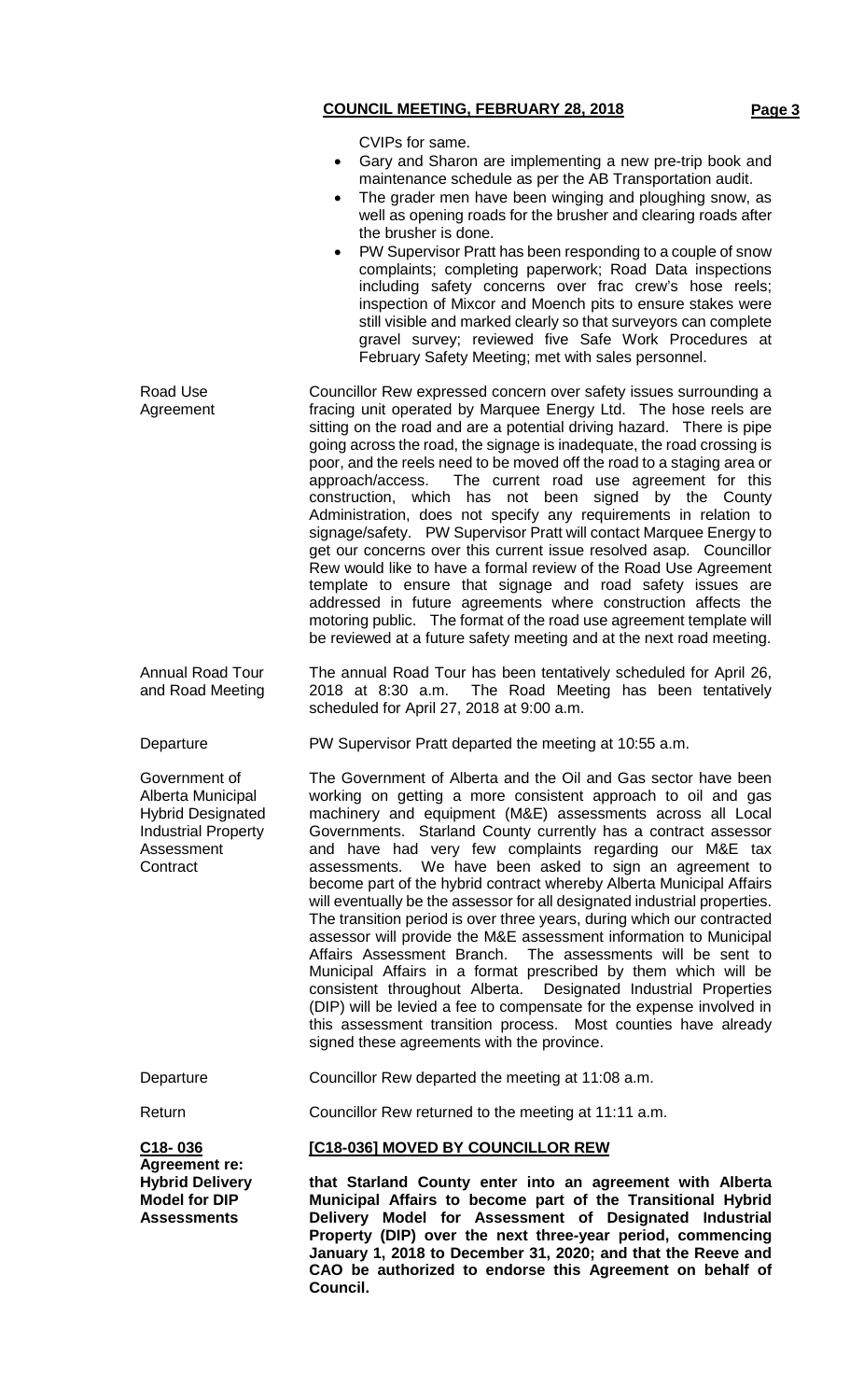CVIPs for same.

- Gary and Sharon are implementing a new pre-trip book and maintenance schedule as per the AB Transportation audit.
- The grader men have been winging and ploughing snow, as well as opening roads for the brusher and clearing roads after the brusher is done.
- PW Supervisor Pratt has been responding to a couple of snow complaints; completing paperwork; Road Data inspections including safety concerns over frac crew's hose reels; inspection of Mixcor and Moench pits to ensure stakes were still visible and marked clearly so that surveyors can complete gravel survey; reviewed five Safe Work Procedures at February Safety Meeting; met with sales personnel.

**Road Use Agreement**

Councillor Rew expressed concern over safety issues surrounding a fracing unit operated by Marquee Energy Ltd. The hose reels are sitting on the road and are a potential driving hazard. There is pipe going across the road, the signage is inadequate, the road crossing is poor, and the reels need to be moved off the road to a staging area or approach/access. The current road use agreement for this construction, which has not been signed by the County Administration, does not specify any requirements in relation to signage/safety. PW Supervisor Pratt will contact Marquee Energy to get our concerns over this current issue resolved asap. Councillor Rew would like to have a formal review of the Road Use Agreement template to ensure that signage and road safety issues are addressed in future agreements where construction affects the motoring public. The format of the road use agreement template will be reviewed at a future safety meeting and at the next road meeting.

**Annual Road Tour and Road Meeting**

The annual Road Tour has been tentatively scheduled for April 26, 2018 at 8:30 a.m. The Road Meeting has been tentatively scheduled for April 27, 2018 at 9:00 a.m.

**Departure**

PW Supervisor Pratt departed the meeting at 10:55 a.m.

**Government of Alberta Municipal Hybrid Designated Industrial Property Assessment Contract**

The Government of Alberta and the Oil and Gas sector have been working on getting a more consistent approach to oil and gas machinery and equipment (M&E) assessments across all Local Governments. Starland County currently has a contract assessor and have had very few complaints regarding our M&E tax assessments. We have been asked to sign an agreement to become part of the hybrid contract whereby Alberta Municipal Affairs will eventually be the assessor for all designated industrial properties. The transition period is over three years, during which our contracted assessor will provide the M&E assessment information to Municipal Affairs Assessment Branch. The assessments will be sent to Municipal Affairs in a format prescribed by them which will be consistent throughout Alberta. Designated Industrial Properties (DIP) will be levied a fee to compensate for the expense involved in this assessment transition process. Most counties have already signed these agreements with the province.

**Departure**

Councillor Rew departed the meeting at 11:08 a.m.

**Return**

Councillor Rew returned to the meeting at 11:11 a.m.

**C18- 036**
**Agreement re: Hybrid Delivery Model for DIP Assessments**

**[C18-036] MOVED BY COUNCILLOR REW**

**that Starland County enter into an agreement with Alberta Municipal Affairs to become part of the Transitional Hybrid Delivery Model for Assessment of Designated Industrial Property (DIP) over the next three-year period, commencing January 1, 2018 to December 31, 2020; and that the Reeve and CAO be authorized to endorse this Agreement on behalf of Council.**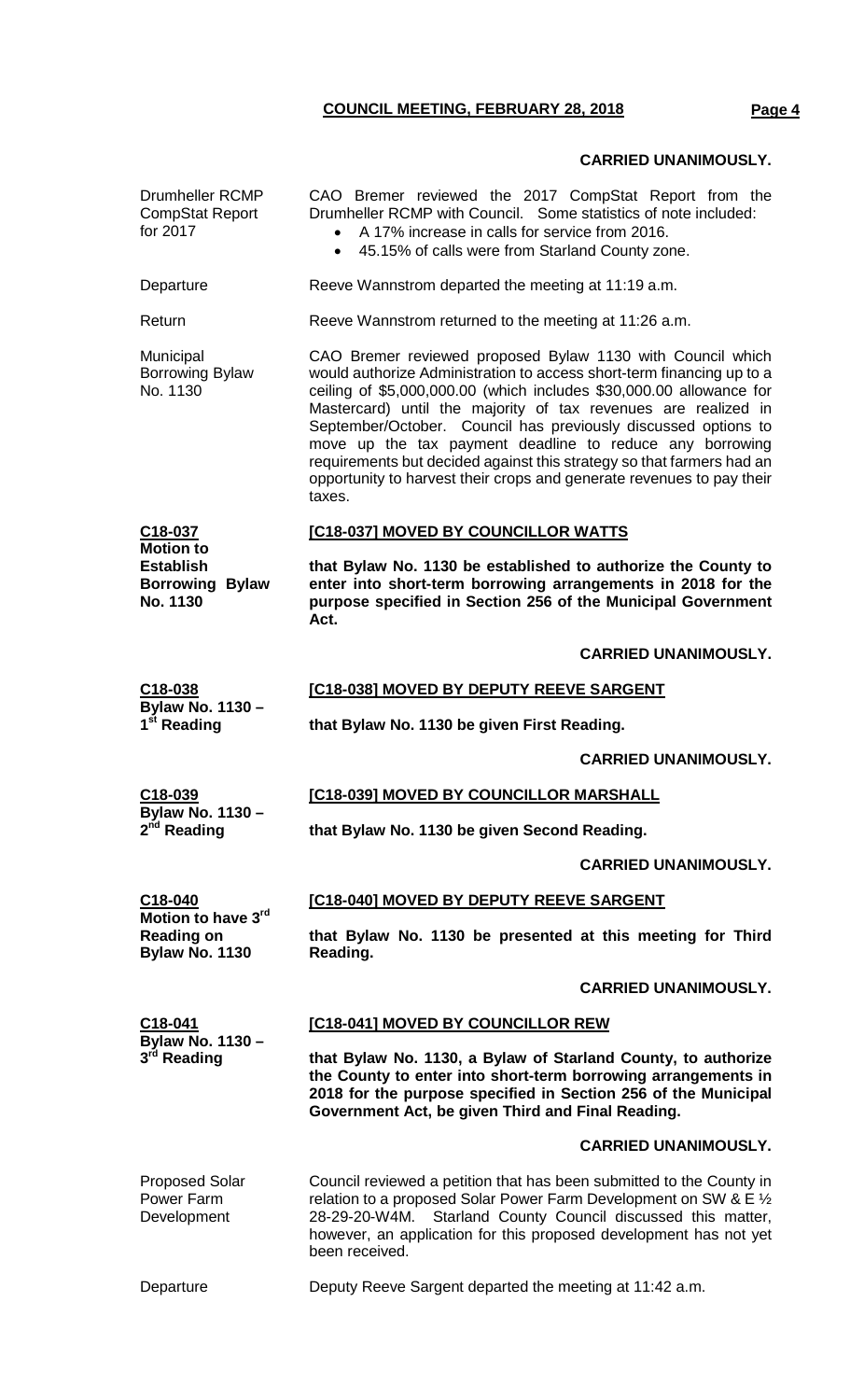**CARRIED UNANIMOUSLY.**

Drumheller RCMP CompStat Report for 2017

CAO Bremer reviewed the 2017 CompStat Report from the Drumheller RCMP with Council. Some statistics of note included:

- A 17% increase in calls for service from 2016.
- 45.15% of calls were from Starland County zone.

Departure

Reeve Wannstrom departed the meeting at 11:19 a.m.

Return

Reeve Wannstrom returned to the meeting at 11:26 a.m.

Municipal Borrowing Bylaw No. 1130

CAO Bremer reviewed proposed Bylaw 1130 with Council which would authorize Administration to access short-term financing up to a ceiling of $5,000,000.00 (which includes $30,000.00 allowance for Mastercard) until the majority of tax revenues are realized in September/October. Council has previously discussed options to move up the tax payment deadline to reduce any borrowing requirements but decided against this strategy so that farmers had an opportunity to harvest their crops and generate revenues to pay their taxes.

**C18-037**
**Motion to Establish Borrowing Bylaw No. 1130**

**[C18-037] MOVED BY COUNCILLOR WATTS**

**that Bylaw No. 1130 be established to authorize the County to enter into short-term borrowing arrangements in 2018 for the purpose specified in Section 256 of the Municipal Government Act.**

**CARRIED UNANIMOUSLY.**

**C18-038**
**Bylaw No. 1130 – 1st Reading**

**[C18-038] MOVED BY DEPUTY REEVE SARGENT**

**that Bylaw No. 1130 be given First Reading.**

**CARRIED UNANIMOUSLY.**

**C18-039**
**Bylaw No. 1130 – 2nd Reading**

**[C18-039] MOVED BY COUNCILLOR MARSHALL**

**that Bylaw No. 1130 be given Second Reading.**

**CARRIED UNANIMOUSLY.**

**C18-040**
**Motion to have 3rd Reading on Bylaw No. 1130**

**[C18-040] MOVED BY DEPUTY REEVE SARGENT**

**that Bylaw No. 1130 be presented at this meeting for Third Reading.**

**CARRIED UNANIMOUSLY.**

**C18-041**
**Bylaw No. 1130 – 3rd Reading**

**[C18-041] MOVED BY COUNCILLOR REW**

**that Bylaw No. 1130, a Bylaw of Starland County, to authorize the County to enter into short-term borrowing arrangements in 2018 for the purpose specified in Section 256 of the Municipal Government Act, be given Third and Final Reading.**

**CARRIED UNANIMOUSLY.**

Proposed Solar Power Farm Development

Council reviewed a petition that has been submitted to the County in relation to a proposed Solar Power Farm Development on SW & E ½ 28-29-20-W4M. Starland County Council discussed this matter, however, an application for this proposed development has not yet been received.

Departure

Deputy Reeve Sargent departed the meeting at 11:42 a.m.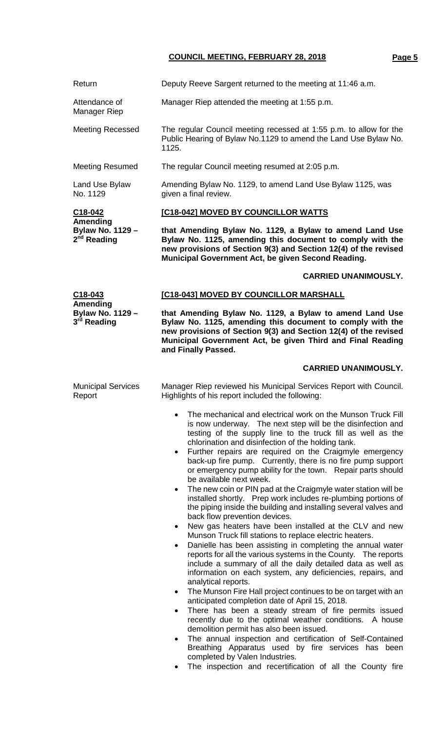Return — Deputy Reeve Sargent returned to the meeting at 11:46 a.m.

Attendance of Manager Riep — Manager Riep attended the meeting at 1:55 p.m.

Meeting Recessed — The regular Council meeting recessed at 1:55 p.m. to allow for the Public Hearing of Bylaw No.1129 to amend the Land Use Bylaw No. 1125.

Meeting Resumed — The regular Council meeting resumed at 2:05 p.m.

Land Use Bylaw No. 1129 — Amending Bylaw No. 1129, to amend Land Use Bylaw 1125, was given a final review.

**C18-042**
**Amending Bylaw No. 1129 – 2nd Reading**

**[C18-042] MOVED BY COUNCILLOR WATTS**

**that Amending Bylaw No. 1129, a Bylaw to amend Land Use Bylaw No. 1125, amending this document to comply with the new provisions of Section 9(3) and Section 12(4) of the revised Municipal Government Act, be given Second Reading.**

**CARRIED UNANIMOUSLY.**

**C18-043**
**Amending Bylaw No. 1129 – 3rd Reading**

**[C18-043] MOVED BY COUNCILLOR MARSHALL**

**that Amending Bylaw No. 1129, a Bylaw to amend Land Use Bylaw No. 1125, amending this document to comply with the new provisions of Section 9(3) and Section 12(4) of the revised Municipal Government Act, be given Third and Final Reading and Finally Passed.**

**CARRIED UNANIMOUSLY.**

Municipal Services Report — Manager Riep reviewed his Municipal Services Report with Council. Highlights of his report included the following:

- The mechanical and electrical work on the Munson Truck Fill is now underway. The next step will be the disinfection and testing of the supply line to the truck fill as well as the chlorination and disinfection of the holding tank.
- Further repairs are required on the Craigmyle emergency back-up fire pump. Currently, there is no fire pump support or emergency pump ability for the town. Repair parts should be available next week.
- The new coin or PIN pad at the Craigmyle water station will be installed shortly. Prep work includes re-plumbing portions of the piping inside the building and installing several valves and back flow prevention devices.
- New gas heaters have been installed at the CLV and new Munson Truck fill stations to replace electric heaters.
- Danielle has been assisting in completing the annual water reports for all the various systems in the County. The reports include a summary of all the daily detailed data as well as information on each system, any deficiencies, repairs, and analytical reports.
- The Munson Fire Hall project continues to be on target with an anticipated completion date of April 15, 2018.
- There has been a steady stream of fire permits issued recently due to the optimal weather conditions. A house demolition permit has also been issued.
- The annual inspection and certification of Self-Contained Breathing Apparatus used by fire services has been completed by Valen Industries.
- The inspection and recertification of all the County fire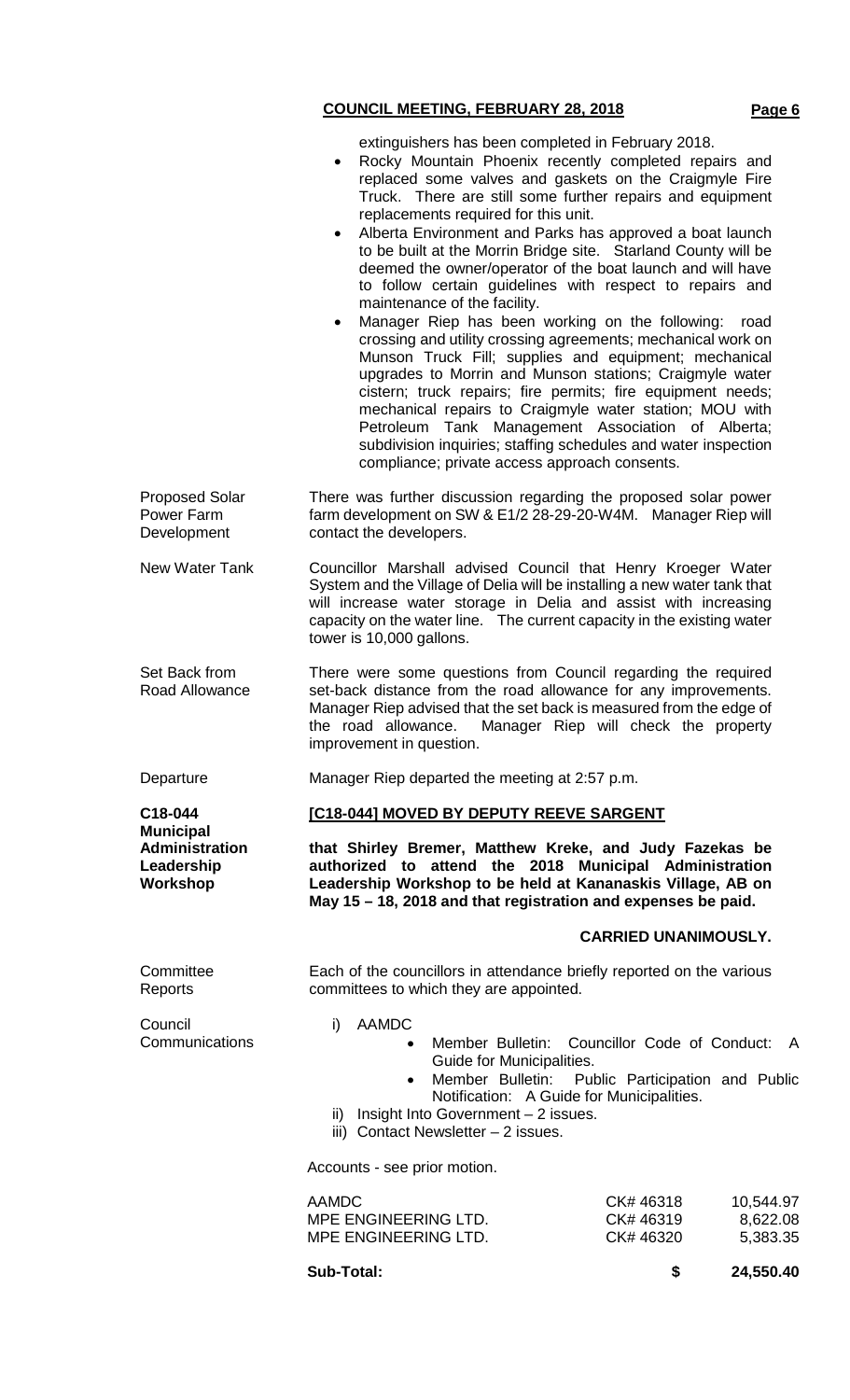extinguishers has been completed in February 2018.

- Rocky Mountain Phoenix recently completed repairs and replaced some valves and gaskets on the Craigmyle Fire Truck. There are still some further repairs and equipment replacements required for this unit.
- Alberta Environment and Parks has approved a boat launch to be built at the Morrin Bridge site. Starland County will be deemed the owner/operator of the boat launch and will have to follow certain guidelines with respect to repairs and maintenance of the facility.
- Manager Riep has been working on the following: road crossing and utility crossing agreements; mechanical work on Munson Truck Fill; supplies and equipment; mechanical upgrades to Morrin and Munson stations; Craigmyle water cistern; truck repairs; fire permits; fire equipment needs; mechanical repairs to Craigmyle water station; MOU with Petroleum Tank Management Association of Alberta; subdivision inquiries; staffing schedules and water inspection compliance; private access approach consents.

**Proposed Solar Power Farm Development**

There was further discussion regarding the proposed solar power farm development on SW & E1/2 28-29-20-W4M. Manager Riep will contact the developers.

**New Water Tank**

Councillor Marshall advised Council that Henry Kroeger Water System and the Village of Delia will be installing a new water tank that will increase water storage in Delia and assist with increasing capacity on the water line. The current capacity in the existing water tower is 10,000 gallons.

**Set Back from Road Allowance**

There were some questions from Council regarding the required set-back distance from the road allowance for any improvements. Manager Riep advised that the set back is measured from the edge of the road allowance. Manager Riep will check the property improvement in question.

**Departure**

Manager Riep departed the meeting at 2:57 p.m.

**C18-044 Municipal Administration Leadership Workshop**

**[C18-044] MOVED BY DEPUTY REEVE SARGENT**

**that Shirley Bremer, Matthew Kreke, and Judy Fazekas be authorized to attend the 2018 Municipal Administration Leadership Workshop to be held at Kananaskis Village, AB on May 15 – 18, 2018 and that registration and expenses be paid.**

**CARRIED UNANIMOUSLY.**

**Committee Reports**

Each of the councillors in attendance briefly reported on the various committees to which they are appointed.

**Council Communications**

i) AAMDC
- Member Bulletin: Councillor Code of Conduct: A Guide for Municipalities.
- Member Bulletin: Public Participation and Public Notification: A Guide for Municipalities.

ii) Insight Into Government – 2 issues.

iii) Contact Newsletter – 2 issues.

Accounts - see prior motion.

| | | |
|---|---|---|
| AAMDC | CK# 46318 | 10,544.97 |
| MPE ENGINEERING LTD. | CK# 46319 | 8,622.08 |
| MPE ENGINEERING LTD. | CK# 46320 | 5,383.35 |
| **Sub-Total:** | **$** | **24,550.40** |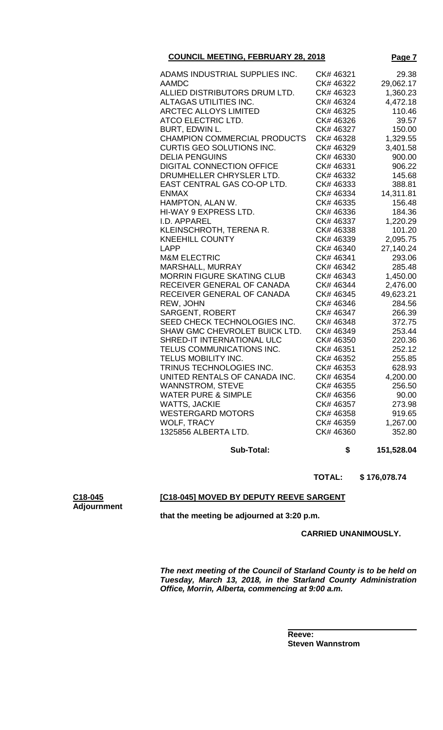| | | |
|---|---|---|
| ADAMS INDUSTRIAL SUPPLIES INC. | CK# 46321 | 29.38 |
| AAMDC | CK# 46322 | 29,062.17 |
| ALLIED DISTRIBUTORS DRUM LTD. | CK# 46323 | 1,360.23 |
| ALTAGAS UTILITIES INC. | CK# 46324 | 4,472.18 |
| ARCTEC ALLOYS LIMITED | CK# 46325 | 110.46 |
| ATCO ELECTRIC LTD. | CK# 46326 | 39.57 |
| BURT, EDWIN L. | CK# 46327 | 150.00 |
| CHAMPION COMMERCIAL PRODUCTS | CK# 46328 | 1,329.55 |
| CURTIS GEO SOLUTIONS INC. | CK# 46329 | 3,401.58 |
| DELIA PENGUINS | CK# 46330 | 900.00 |
| DIGITAL CONNECTION OFFICE | CK# 46331 | 906.22 |
| DRUMHELLER CHRYSLER LTD. | CK# 46332 | 145.68 |
| EAST CENTRAL GAS CO-OP LTD. | CK# 46333 | 388.81 |
| ENMAX | CK# 46334 | 14,311.81 |
| HAMPTON, ALAN W. | CK# 46335 | 156.48 |
| HI-WAY 9 EXPRESS LTD. | CK# 46336 | 184.36 |
| I.D. APPAREL | CK# 46337 | 1,220.29 |
| KLEINSCHROTH, TERENA R. | CK# 46338 | 101.20 |
| KNEEHILL COUNTY | CK# 46339 | 2,095.75 |
| LAPP | CK# 46340 | 27,140.24 |
| M&M ELECTRIC | CK# 46341 | 293.06 |
| MARSHALL, MURRAY | CK# 46342 | 285.48 |
| MORRIN FIGURE SKATING CLUB | CK# 46343 | 1,450.00 |
| RECEIVER GENERAL OF CANADA | CK# 46344 | 2,476.00 |
| RECEIVER GENERAL OF CANADA | CK# 46345 | 49,623.21 |
| REW, JOHN | CK# 46346 | 284.56 |
| SARGENT, ROBERT | CK# 46347 | 266.39 |
| SEED CHECK TECHNOLOGIES INC. | CK# 46348 | 372.75 |
| SHAW GMC CHEVROLET BUICK LTD. | CK# 46349 | 253.44 |
| SHRED-IT INTERNATIONAL ULC | CK# 46350 | 220.36 |
| TELUS COMMUNICATIONS INC. | CK# 46351 | 252.12 |
| TELUS MOBILITY INC. | CK# 46352 | 255.85 |
| TRINUS TECHNOLOGIES INC. | CK# 46353 | 628.93 |
| UNITED RENTALS OF CANADA INC. | CK# 46354 | 4,200.00 |
| WANNSTROM, STEVE | CK# 46355 | 256.50 |
| WATER PURE & SIMPLE | CK# 46356 | 90.00 |
| WATTS, JACKIE | CK# 46357 | 273.98 |
| WESTERGARD MOTORS | CK# 46358 | 919.65 |
| WOLF, TRACY | CK# 46359 | 1,267.00 |
| 1325856 ALBERTA LTD. | CK# 46360 | 352.80 |
| **Sub-Total:** | **$** | **151,528.04** |

**TOTAL: $ 176,078.74**

**C18-045**
**Adjournment**

**[C18-045] MOVED BY DEPUTY REEVE SARGENT**

**that the meeting be adjourned at 3:20 p.m.**

**CARRIED UNANIMOUSLY.**

***The next meeting of the Council of Starland County is to be held on Tuesday, March 13, 2018, in the Starland County Administration Office, Morrin, Alberta, commencing at 9:00 a.m.***

**Reeve:**
**Steven Wannstrom**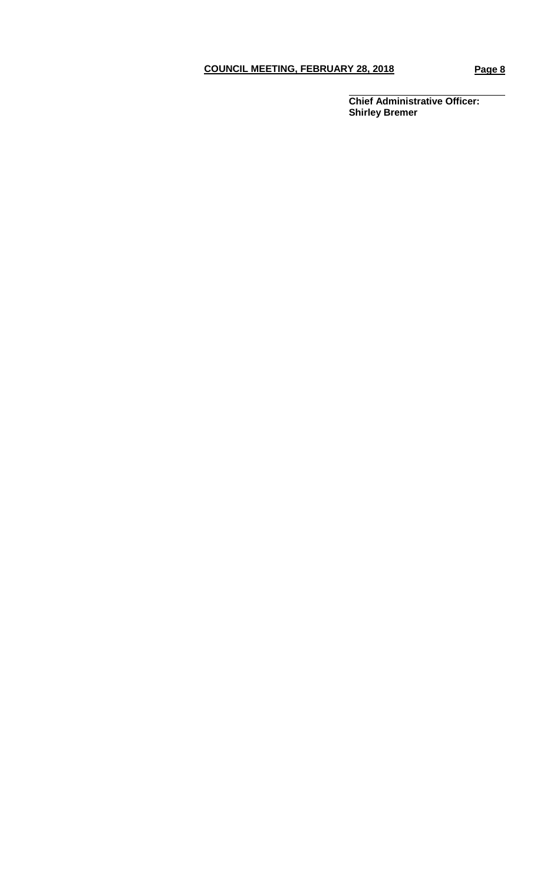\_\_\_\_\_\_\_\_\_\_\_\_\_\_\_\_\_\_\_\_\_\_\_\_\_\_\_\_\_\_

**Chief Administrative Officer:**
**Shirley Bremer**